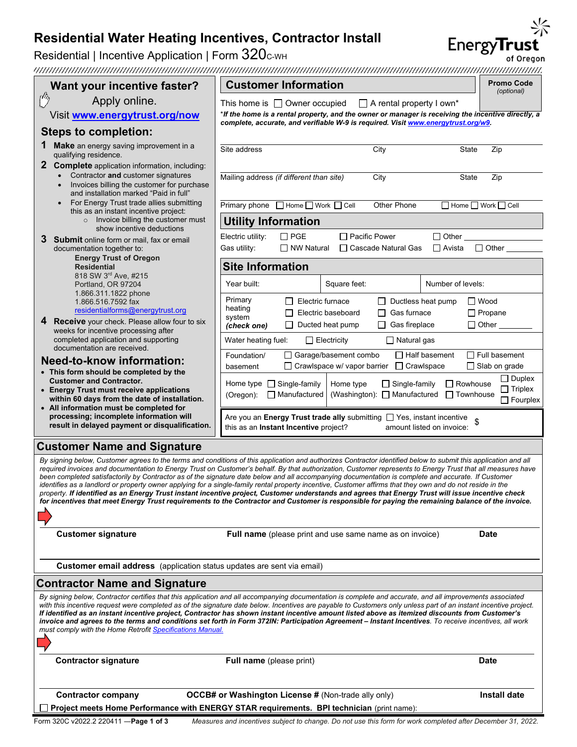# Residential Water Heating Incentives, Contractor Install

Residential | Incentive Application | Form 320C-WH

Energy Trust of Oregon

## Want your incentive faster?

Apply online.

Visit **www.energytrust.org/now**

## Steps to completion:

1. **Make** an energy saving improvement in a qualifying residence.
2. **Complete** application information, including:
   - Contractor **and** customer signatures
   - Invoices billing the customer for purchase and installation marked "Paid in full"
   - For Energy Trust trade allies submitting this as an instant incentive project:
     - Invoice billing the customer must show incentive deductions
3. **Submit** online form or mail, fax or email documentation together to:

   **Energy Trust of Oregon**
   **Residential**
   818 SW 3rd Ave, #215
   Portland, OR 97204
   1.866.311.1822 phone
   1.866.516.7592 fax
   residentialforms@energytrust.org
4. **Receive** your check. Please allow four to six weeks for incentive processing after completed application and supporting documentation are received.

## Need-to-know information:

- **This form should be completed by the Customer and Contractor.**
- **Energy Trust must receive applications within 60 days from the date of installation.**
- **All information must be completed for processing; incomplete information will result in delayed payment or disqualification.**

## Customer Information

**Promo Code** *(optional)*

This home is ☐ Owner occupied ☐ A rental property I own*

***If the home is a rental property, and the owner or manager is receiving the incentive directly, a complete, accurate, and verifiable W-9 is required. Visit www.energytrust.org/w9.***

| Site address | City | State | Zip |
|---|---|---|---|
| Mailing address *(if different than site)* | City | State | Zip |
| Primary phone ☐ Home ☐ Work ☐ Cell | Other Phone ☐ Home ☐ Work ☐ Cell | | |

## Utility Information

| | | | | |
|---|---|---|---|---|
| Electric utility: | ☐ PGE | ☐ Pacific Power | ☐ Other ________ | |
| Gas utility: | ☐ NW Natural | ☐ Cascade Natural Gas | ☐ Avista | ☐ Other ________ |

## Site Information

| | | | |
|---|---|---|---|
| Year built: | Square feet: | Number of levels: | |
| Primary heating system ***(check one)*** | ☐ Electric furnace<br>☐ Electric baseboard<br>☐ Ducted heat pump | ☐ Ductless heat pump<br>☐ Gas furnace<br>☐ Gas fireplace | ☐ Wood<br>☐ Propane<br>☐ Other ________ |
| Water heating fuel: | ☐ Electricity | ☐ Natural gas | |
| Foundation/ basement | ☐ Garage/basement combo<br>☐ Crawlspace w/ vapor barrier | ☐ Half basement<br>☐ Crawlspace | ☐ Full basement<br>☐ Slab on grade |
| Home type (Oregon): ☐ Single-family ☐ Manufactured | Home type (Washington): ☐ Single-family ☐ Manufactured | ☐ Rowhouse<br>☐ Townhouse | ☐ Duplex<br>☐ Triplex<br>☐ Fourplex |

Are you an **Energy Trust trade ally** submitting this as an **Instant Incentive** project? ☐ Yes, instant incentive amount listed on invoice: $

## Customer Name and Signature

*By signing below, Customer agrees to the terms and conditions of this application and authorizes Contractor identified below to submit this application and all required invoices and documentation to Energy Trust on Customer's behalf. By that authorization, Customer represents to Energy Trust that all measures have been completed satisfactorily by Contractor as of the signature date below and all accompanying documentation is complete and accurate. If Customer identifies as a landlord or property owner applying for a single-family rental property incentive, Customer affirms that they own and do not reside in the property.* ***If identified as an Energy Trust instant incentive project, Customer understands and agrees that Energy Trust will issue incentive check for incentives that meet Energy Trust requirements to the Contractor and Customer is responsible for paying the remaining balance of the invoice.***

**Customer signature** | **Full name** (please print and use same name as on invoice) | **Date**

**Customer email address** (application status updates are sent via email)

## Contractor Name and Signature

*By signing below, Contractor certifies that this application and all accompanying documentation is complete and accurate, and all improvements associated with this incentive request were completed as of the signature date below. Incentives are payable to Customers only unless part of an instant incentive project.* ***If identified as an instant incentive project, Contractor has shown instant incentive amount listed above as itemized discounts from Customer's invoice and agrees to the terms and conditions set forth in Form 372IN: Participation Agreement – Instant Incentives****. To receive incentives, all work must comply with the Home Retrofit Specifications Manual.*

**Contractor signature** | **Full name** (please print) | **Date**

**Contractor company** | **OCCB# or Washington License #** (Non-trade ally only) | **Install date**

☐ **Project meets Home Performance with ENERGY STAR requirements. BPI technician** (print name):

Form 320C v2022.2 220411 — *Measures and incentives subject to change. Do not use this form for work completed after December 31, 2022.*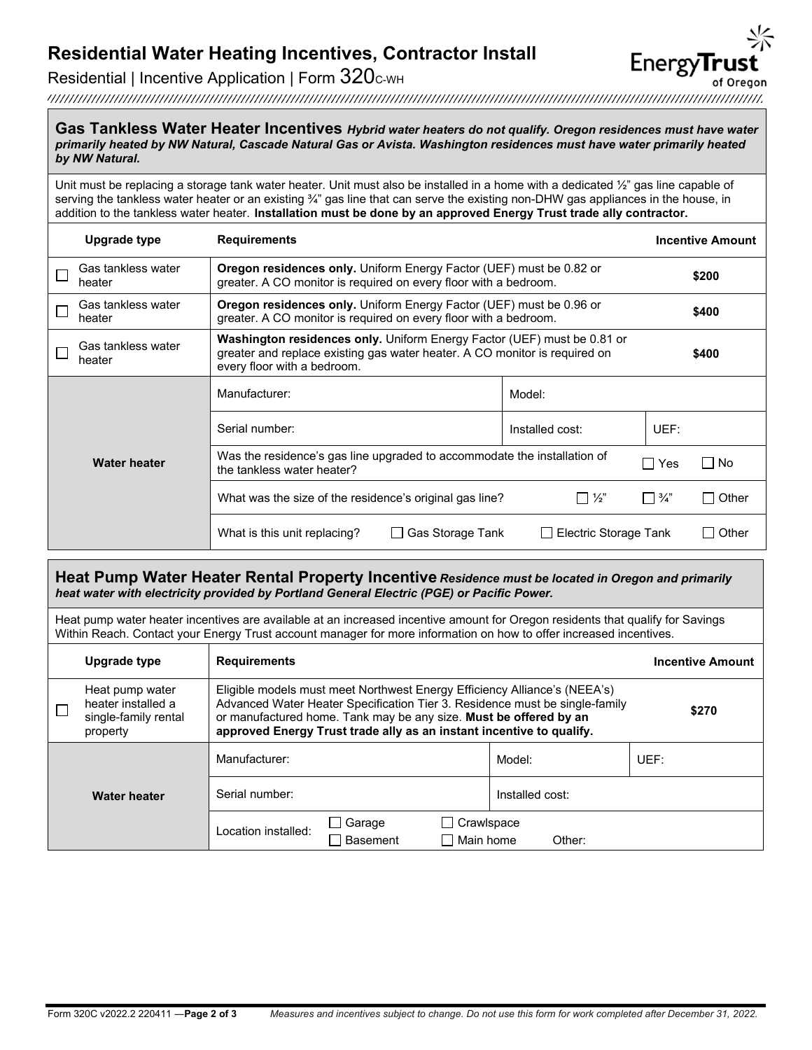# Residential Water Heating Incentives, Contractor Install

Residential | Incentive Application | Form 320C-WH

## Gas Tankless Water Heater Incentives *Hybrid water heaters do not qualify. Oregon residences must have water primarily heated by NW Natural, Cascade Natural Gas or Avista. Washington residences must have water primarily heated by NW Natural.*

Unit must be replacing a storage tank water heater. Unit must also be installed in a home with a dedicated ½" gas line capable of serving the tankless water heater or an existing ¾" gas line that can serve the existing non-DHW gas appliances in the house, in addition to the tankless water heater. **Installation must be done by an approved Energy Trust trade ally contractor.**

| Upgrade type | Requirements | Incentive Amount |
|---|---|---|
| ☐ Gas tankless water heater | **Oregon residences only.** Uniform Energy Factor (UEF) must be 0.82 or greater. A CO monitor is required on every floor with a bedroom. | $200 |
| ☐ Gas tankless water heater | **Oregon residences only.** Uniform Energy Factor (UEF) must be 0.96 or greater. A CO monitor is required on every floor with a bedroom. | $400 |
| ☐ Gas tankless water heater | **Washington residences only.** Uniform Energy Factor (UEF) must be 0.81 or greater and replace existing gas water heater. A CO monitor is required on every floor with a bedroom. | $400 |

| Water heater | | | |
|---|---|---|---|
| Manufacturer: | | Model: | |
| Serial number: | | Installed cost: | UEF: |
| Was the residence's gas line upgraded to accommodate the installation of the tankless water heater? | | ☐ Yes | ☐ No |
| What was the size of the residence's original gas line? | ☐ ½" | ☐ ¾" | ☐ Other |
| What is this unit replacing? | ☐ Gas Storage Tank | ☐ Electric Storage Tank | ☐ Other |

## Heat Pump Water Heater Rental Property Incentive *Residence must be located in Oregon and primarily heat water with electricity provided by Portland General Electric (PGE) or Pacific Power.*

Heat pump water heater incentives are available at an increased incentive amount for Oregon residents that qualify for Savings Within Reach. Contact your Energy Trust account manager for more information on how to offer increased incentives.

| Upgrade type | Requirements | Incentive Amount |
|---|---|---|
| ☐ Heat pump water heater installed a single-family rental property | Eligible models must meet Northwest Energy Efficiency Alliance's (NEEA's) Advanced Water Heater Specification Tier 3. Residence must be single-family or manufactured home. Tank may be any size. **Must be offered by an approved Energy Trust trade ally as an instant incentive to qualify.** | $270 |

| Water heater | | |
|---|---|---|
| Manufacturer: | Model: | UEF: |
| Serial number: | Installed cost: | |
| Location installed: ☐ Garage ☐ Basement ☐ Crawlspace ☐ Main home Other: | | |

Form 320C v2022.2 220411 — *Measures and incentives subject to change. Do not use this form for work completed after December 31, 2022.*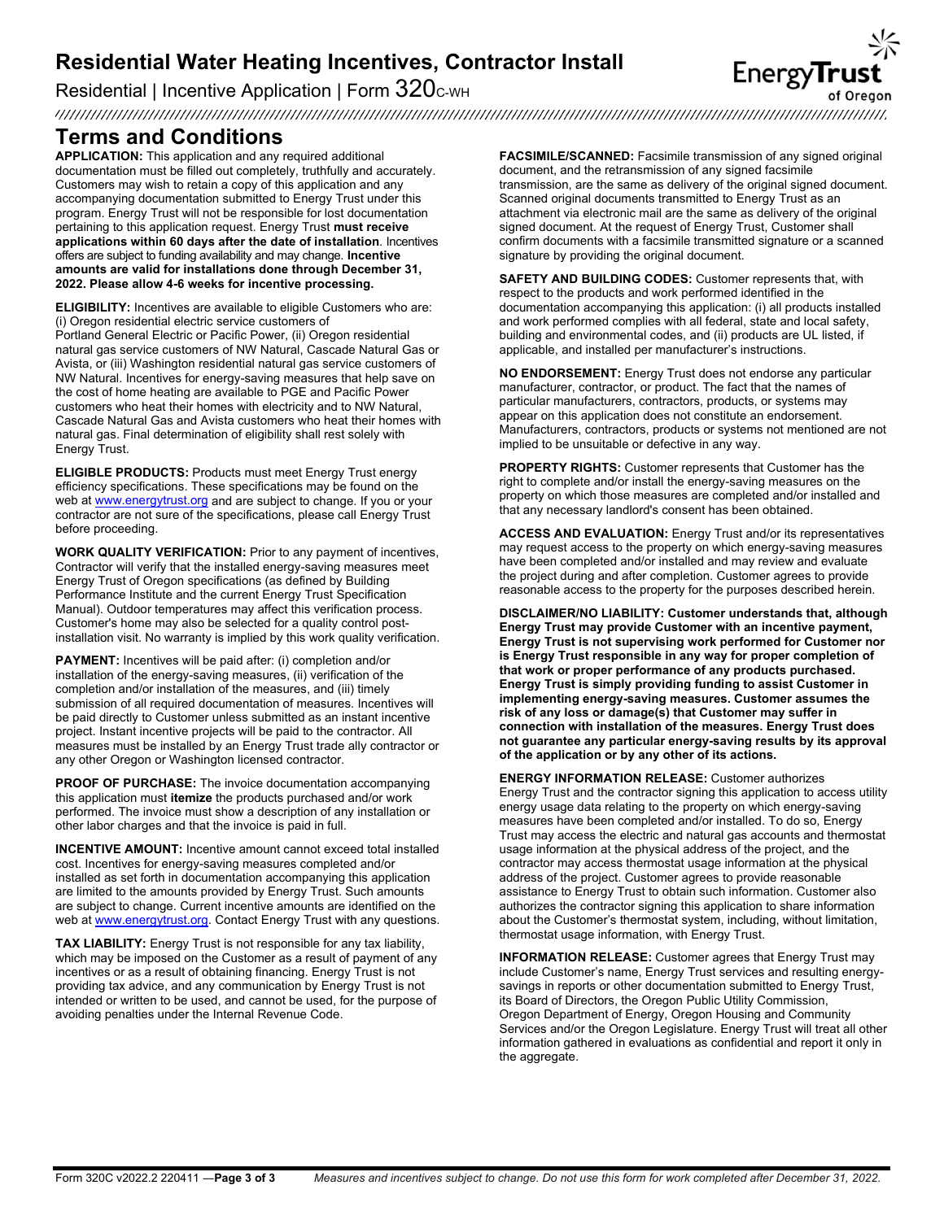# Residential Water Heating Incentives, Contractor Install

Residential | Incentive Application | Form 320C-WH

## Terms and Conditions

**APPLICATION:** This application and any required additional documentation must be filled out completely, truthfully and accurately. Customers may wish to retain a copy of this application and any accompanying documentation submitted to Energy Trust under this program. Energy Trust will not be responsible for lost documentation pertaining to this application request. Energy Trust **must receive applications within 60 days after the date of installation**. Incentives offers are subject to funding availability and may change. **Incentive amounts are valid for installations done through December 31, 2022. Please allow 4-6 weeks for incentive processing.**

**ELIGIBILITY:** Incentives are available to eligible Customers who are: (i) Oregon residential electric service customers of Portland General Electric or Pacific Power, (ii) Oregon residential natural gas service customers of NW Natural, Cascade Natural Gas or Avista, or (iii) Washington residential natural gas service customers of NW Natural. Incentives for energy-saving measures that help save on the cost of home heating are available to PGE and Pacific Power customers who heat their homes with electricity and to NW Natural, Cascade Natural Gas and Avista customers who heat their homes with natural gas. Final determination of eligibility shall rest solely with Energy Trust.

**ELIGIBLE PRODUCTS:** Products must meet Energy Trust energy efficiency specifications. These specifications may be found on the web at www.energytrust.org and are subject to change. If you or your contractor are not sure of the specifications, please call Energy Trust before proceeding.

**WORK QUALITY VERIFICATION:** Prior to any payment of incentives, Contractor will verify that the installed energy-saving measures meet Energy Trust of Oregon specifications (as defined by Building Performance Institute and the current Energy Trust Specification Manual). Outdoor temperatures may affect this verification process. Customer's home may also be selected for a quality control post-installation visit. No warranty is implied by this work quality verification.

**PAYMENT:** Incentives will be paid after: (i) completion and/or installation of the energy-saving measures, (ii) verification of the completion and/or installation of the measures, and (iii) timely submission of all required documentation of measures. Incentives will be paid directly to Customer unless submitted as an instant incentive project. Instant incentive projects will be paid to the contractor. All measures must be installed by an Energy Trust trade ally contractor or any other Oregon or Washington licensed contractor.

**PROOF OF PURCHASE:** The invoice documentation accompanying this application must **itemize** the products purchased and/or work performed. The invoice must show a description of any installation or other labor charges and that the invoice is paid in full.

**INCENTIVE AMOUNT:** Incentive amount cannot exceed total installed cost. Incentives for energy-saving measures completed and/or installed as set forth in documentation accompanying this application are limited to the amounts provided by Energy Trust. Such amounts are subject to change. Current incentive amounts are identified on the web at www.energytrust.org. Contact Energy Trust with any questions.

**TAX LIABILITY:** Energy Trust is not responsible for any tax liability, which may be imposed on the Customer as a result of payment of any incentives or as a result of obtaining financing. Energy Trust is not providing tax advice, and any communication by Energy Trust is not intended or written to be used, and cannot be used, for the purpose of avoiding penalties under the Internal Revenue Code.

**FACSIMILE/SCANNED:** Facsimile transmission of any signed original document, and the retransmission of any signed facsimile transmission, are the same as delivery of the original signed document. Scanned original documents transmitted to Energy Trust as an attachment via electronic mail are the same as delivery of the original signed document. At the request of Energy Trust, Customer shall confirm documents with a facsimile transmitted signature or a scanned signature by providing the original document.

**SAFETY AND BUILDING CODES:** Customer represents that, with respect to the products and work performed identified in the documentation accompanying this application: (i) all products installed and work performed complies with all federal, state and local safety, building and environmental codes, and (ii) products are UL listed, if applicable, and installed per manufacturer's instructions.

**NO ENDORSEMENT:** Energy Trust does not endorse any particular manufacturer, contractor, or product. The fact that the names of particular manufacturers, contractors, products, or systems may appear on this application does not constitute an endorsement. Manufacturers, contractors, products or systems not mentioned are not implied to be unsuitable or defective in any way.

**PROPERTY RIGHTS:** Customer represents that Customer has the right to complete and/or install the energy-saving measures on the property on which those measures are completed and/or installed and that any necessary landlord's consent has been obtained.

**ACCESS AND EVALUATION:** Energy Trust and/or its representatives may request access to the property on which energy-saving measures have been completed and/or installed and may review and evaluate the project during and after completion. Customer agrees to provide reasonable access to the property for the purposes described herein.

**DISCLAIMER/NO LIABILITY: Customer understands that, although Energy Trust may provide Customer with an incentive payment, Energy Trust is not supervising work performed for Customer nor is Energy Trust responsible in any way for proper completion of that work or proper performance of any products purchased. Energy Trust is simply providing funding to assist Customer in implementing energy-saving measures. Customer assumes the risk of any loss or damage(s) that Customer may suffer in connection with installation of the measures. Energy Trust does not guarantee any particular energy-saving results by its approval of the application or by any other of its actions.**

**ENERGY INFORMATION RELEASE:** Customer authorizes Energy Trust and the contractor signing this application to access utility energy usage data relating to the property on which energy-saving measures have been completed and/or installed. To do so, Energy Trust may access the electric and natural gas accounts and thermostat usage information at the physical address of the project, and the contractor may access thermostat usage information at the physical address of the project. Customer agrees to provide reasonable assistance to Energy Trust to obtain such information. Customer also authorizes the contractor signing this application to share information about the Customer's thermostat system, including, without limitation, thermostat usage information, with Energy Trust.

**INFORMATION RELEASE:** Customer agrees that Energy Trust may include Customer's name, Energy Trust services and resulting energy-savings in reports or other documentation submitted to Energy Trust, its Board of Directors, the Oregon Public Utility Commission, Oregon Department of Energy, Oregon Housing and Community Services and/or the Oregon Legislature. Energy Trust will treat all other information gathered in evaluations as confidential and report it only in the aggregate.

Form 320C v2022.2 220411 — *Measures and incentives subject to change. Do not use this form for work completed after December 31, 2022.*